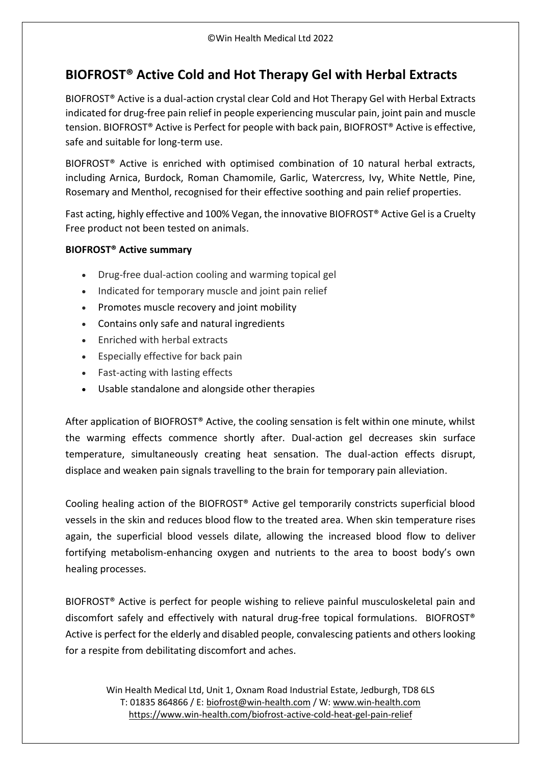# BIOFROST® Active Cold and Hot Therapy Gel with Herbal Extracts

BIOFROST® Active is a dual-action crystal clear Cold and Hot Therapy Gel with Herbal Extracts indicated for drug-free pain relief in people experiencing muscular pain, joint pain and muscle tension. BIOFROST® Active is Perfect for people with back pain, BIOFROST® Active is effective, safe and suitable for long-term use.

BIOFROST® Active is enriched with optimised combination of 10 natural herbal extracts, including Arnica, Burdock, Roman Chamomile, Garlic, Watercress, Ivy, White Nettle, Pine, Rosemary and Menthol, recognised for their effective soothing and pain relief properties.

Fast acting, highly effective and 100% Vegan, the innovative BIOFROST® Active Gel is a Cruelty Free product not been tested on animals.

**BIOFROST® Active summary**

- Drug-free dual-action cooling and warming topical gel
- Indicated for temporary muscle and joint pain relief
- Promotes muscle recovery and joint mobility
- Contains only safe and natural ingredients
- Enriched with herbal extracts
- Especially effective for back pain
- Fast-acting with lasting effects
- Usable standalone and alongside other therapies

After application of BIOFROST® Active, the cooling sensation is felt within one minute, whilst the warming effects commence shortly after. Dual-action gel decreases skin surface temperature, simultaneously creating heat sensation. The dual-action effects disrupt, displace and weaken pain signals travelling to the brain for temporary pain alleviation.

Cooling healing action of the BIOFROST® Active gel temporarily constricts superficial blood vessels in the skin and reduces blood flow to the treated area. When skin temperature rises again, the superficial blood vessels dilate, allowing the increased blood flow to deliver fortifying metabolism-enhancing oxygen and nutrients to the area to boost body's own healing processes.

BIOFROST® Active is perfect for people wishing to relieve painful musculoskeletal pain and discomfort safely and effectively with natural drug-free topical formulations. BIOFROST® Active is perfect for the elderly and disabled people, convalescing patients and others looking for a respite from debilitating discomfort and aches.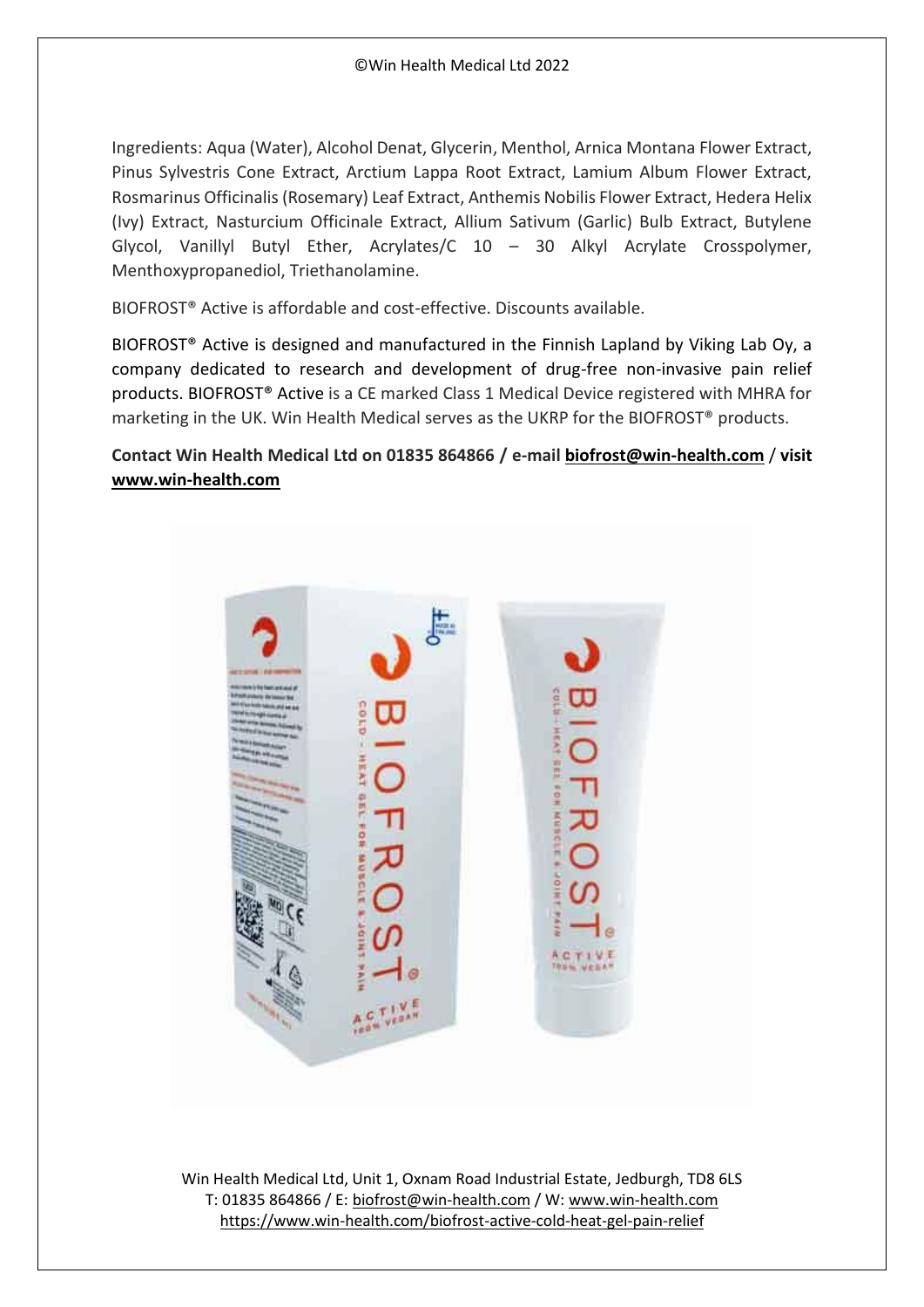Ingredients: Aqua (Water), Alcohol Denat, Glycerin, Menthol, Arnica Montana Flower Extract, Pinus Sylvestris Cone Extract, Arctium Lappa Root Extract, Lamium Album Flower Extract, Rosmarinus Officinalis (Rosemary) Leaf Extract, Anthemis Nobilis Flower Extract, Hedera Helix (Ivy) Extract, Nasturcium Officinale Extract, Allium Sativum (Garlic) Bulb Extract, Butylene Glycol, Vanillyl Butyl Ether, Acrylates/C 10 – 30 Alkyl Acrylate Crosspolymer, Menthoxypropanediol, Triethanolamine.

BIOFROST® Active is affordable and cost-effective. Discounts available.

BIOFROST® Active is designed and manufactured in the Finnish Lapland by Viking Lab Oy, a company dedicated to research and development of drug-free non-invasive pain relief products. BIOFROST® Active is a CE marked Class 1 Medical Device registered with MHRA for marketing in the UK. Win Health Medical serves as the UKRP for the BIOFROST® products.

**Contact Win Health Medical Ltd on 01835 864866 / e-mail biofrost@win-health.com / visit www.win-health.com**

Win Health Medical Ltd, Unit 1, Oxnam Road Industrial Estate, Jedburgh, TD8 6LS
T: 01835 864866 / E: biofrost@win-health.com / W: www.win-health.com
https://www.win-health.com/biofrost-active-cold-heat-gel-pain-relief